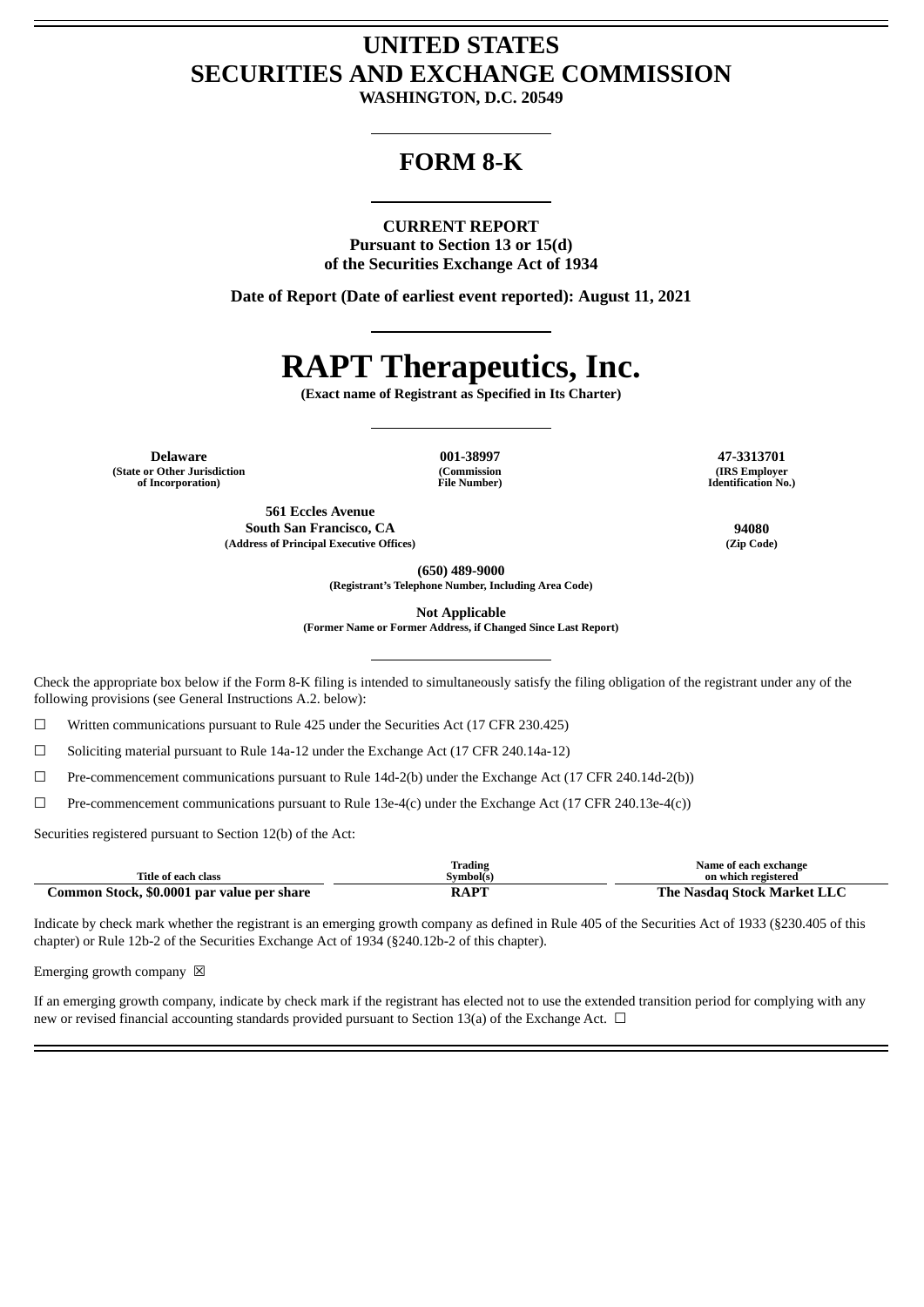# UNITED STATES
# SECURITIES AND EXCHANGE COMMISSION

**WASHINGTON, D.C. 20549**

## FORM 8-K

**CURRENT REPORT**
**Pursuant to Section 13 or 15(d)**
**of the Securities Exchange Act of 1934**

**Date of Report (Date of earliest event reported): August 11, 2021**

# RAPT Therapeutics, Inc.

**(Exact name of Registrant as Specified in Its Charter)**

| Delaware | 001-38997 | 47-3313701 |
|---|---|---|
| (State or Other Jurisdiction of Incorporation) | (Commission File Number) | (IRS Employer Identification No.) |

| 561 Eccles Avenue South San Francisco, CA | 94080 |
|---|---|
| (Address of Principal Executive Offices) | (Zip Code) |

**(650) 489-9000**
**(Registrant's Telephone Number, Including Area Code)**

**Not Applicable**
**(Former Name or Former Address, if Changed Since Last Report)**

Check the appropriate box below if the Form 8-K filing is intended to simultaneously satisfy the filing obligation of the registrant under any of the following provisions (see General Instructions A.2. below):

☐ Written communications pursuant to Rule 425 under the Securities Act (17 CFR 230.425)

☐ Soliciting material pursuant to Rule 14a-12 under the Exchange Act (17 CFR 240.14a-12)

☐ Pre-commencement communications pursuant to Rule 14d-2(b) under the Exchange Act (17 CFR 240.14d-2(b))

☐ Pre-commencement communications pursuant to Rule 13e-4(c) under the Exchange Act (17 CFR 240.13e-4(c))

Securities registered pursuant to Section 12(b) of the Act:

| Title of each class | Trading Symbol(s) | Name of each exchange on which registered |
|---|---|---|
| **Common Stock, $0.0001 par value per share** | **RAPT** | **The Nasdaq Stock Market LLC** |

Indicate by check mark whether the registrant is an emerging growth company as defined in Rule 405 of the Securities Act of 1933 (§230.405 of this chapter) or Rule 12b-2 of the Securities Exchange Act of 1934 (§240.12b-2 of this chapter).

Emerging growth company ☒

If an emerging growth company, indicate by check mark if the registrant has elected not to use the extended transition period for complying with any new or revised financial accounting standards provided pursuant to Section 13(a) of the Exchange Act. ☐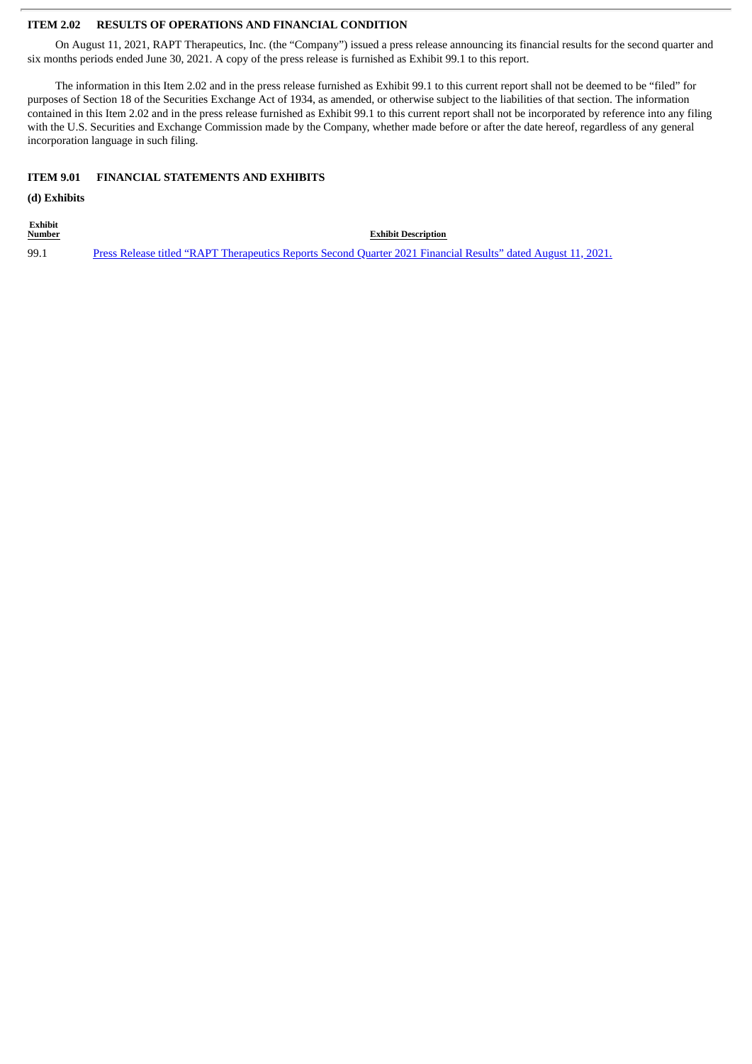## ITEM 2.02 RESULTS OF OPERATIONS AND FINANCIAL CONDITION

On August 11, 2021, RAPT Therapeutics, Inc. (the "Company") issued a press release announcing its financial results for the second quarter and six months periods ended June 30, 2021. A copy of the press release is furnished as Exhibit 99.1 to this report.

The information in this Item 2.02 and in the press release furnished as Exhibit 99.1 to this current report shall not be deemed to be "filed" for purposes of Section 18 of the Securities Exchange Act of 1934, as amended, or otherwise subject to the liabilities of that section. The information contained in this Item 2.02 and in the press release furnished as Exhibit 99.1 to this current report shall not be incorporated by reference into any filing with the U.S. Securities and Exchange Commission made by the Company, whether made before or after the date hereof, regardless of any general incorporation language in such filing.

## ITEM 9.01 FINANCIAL STATEMENTS AND EXHIBITS

**(d) Exhibits**

| Exhibit Number | Exhibit Description |
|---|---|
| 99.1 | Press Release titled "RAPT Therapeutics Reports Second Quarter 2021 Financial Results" dated August 11, 2021. |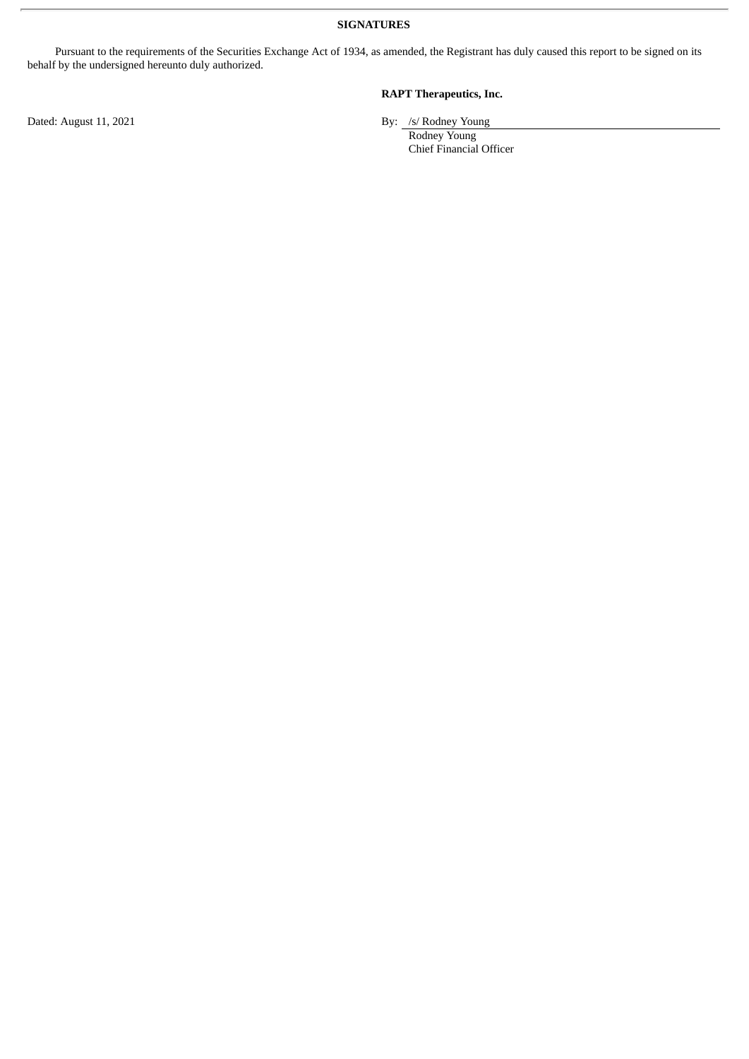**SIGNATURES**

Pursuant to the requirements of the Securities Exchange Act of 1934, as amended, the Registrant has duly caused this report to be signed on its behalf by the undersigned hereunto duly authorized.

**RAPT Therapeutics, Inc.**

Dated: August 11, 2021

By: /s/ Rodney Young
Rodney Young
Chief Financial Officer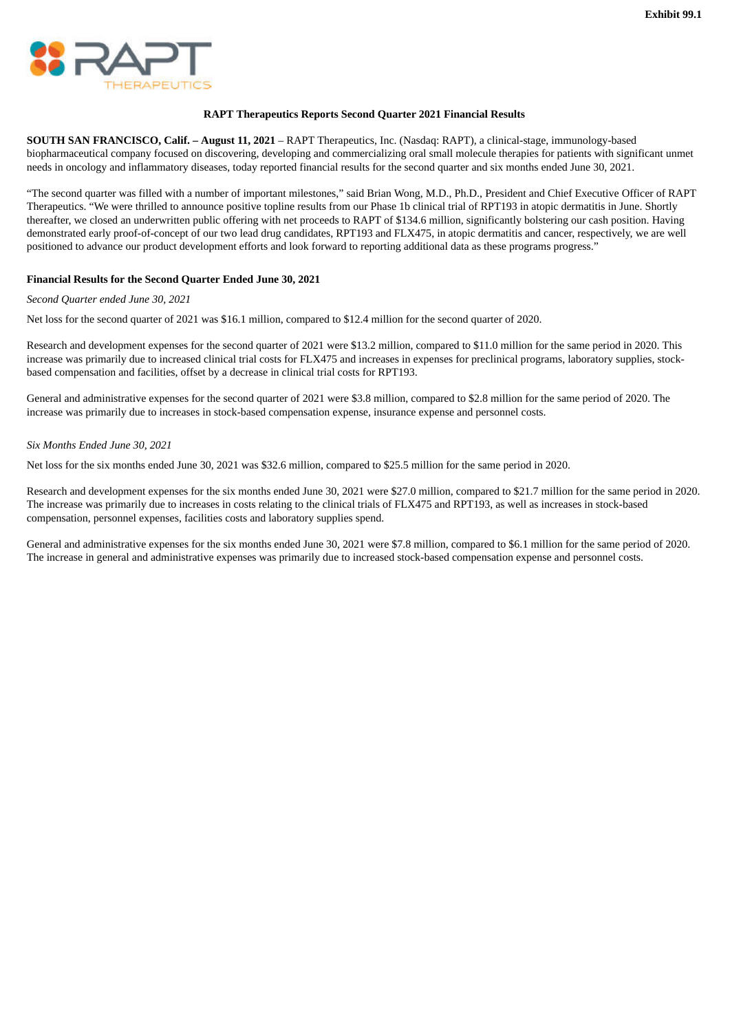Exhibit 99.1

**RAPT Therapeutics Reports Second Quarter 2021 Financial Results**

**SOUTH SAN FRANCISCO, Calif. – August 11, 2021** – RAPT Therapeutics, Inc. (Nasdaq: RAPT), a clinical-stage, immunology-based biopharmaceutical company focused on discovering, developing and commercializing oral small molecule therapies for patients with significant unmet needs in oncology and inflammatory diseases, today reported financial results for the second quarter and six months ended June 30, 2021.

"The second quarter was filled with a number of important milestones," said Brian Wong, M.D., Ph.D., President and Chief Executive Officer of RAPT Therapeutics. "We were thrilled to announce positive topline results from our Phase 1b clinical trial of RPT193 in atopic dermatitis in June. Shortly thereafter, we closed an underwritten public offering with net proceeds to RAPT of $134.6 million, significantly bolstering our cash position. Having demonstrated early proof-of-concept of our two lead drug candidates, RPT193 and FLX475, in atopic dermatitis and cancer, respectively, we are well positioned to advance our product development efforts and look forward to reporting additional data as these programs progress."

**Financial Results for the Second Quarter Ended June 30, 2021**

*Second Quarter ended June 30, 2021*

Net loss for the second quarter of 2021 was $16.1 million, compared to $12.4 million for the second quarter of 2020.

Research and development expenses for the second quarter of 2021 were $13.2 million, compared to $11.0 million for the same period in 2020. This increase was primarily due to increased clinical trial costs for FLX475 and increases in expenses for preclinical programs, laboratory supplies, stock-based compensation and facilities, offset by a decrease in clinical trial costs for RPT193.

General and administrative expenses for the second quarter of 2021 were $3.8 million, compared to $2.8 million for the same period of 2020. The increase was primarily due to increases in stock-based compensation expense, insurance expense and personnel costs.

*Six Months Ended June 30, 2021*

Net loss for the six months ended June 30, 2021 was $32.6 million, compared to $25.5 million for the same period in 2020.

Research and development expenses for the six months ended June 30, 2021 were $27.0 million, compared to $21.7 million for the same period in 2020. The increase was primarily due to increases in costs relating to the clinical trials of FLX475 and RPT193, as well as increases in stock-based compensation, personnel expenses, facilities costs and laboratory supplies spend.

General and administrative expenses for the six months ended June 30, 2021 were $7.8 million, compared to $6.1 million for the same period of 2020. The increase in general and administrative expenses was primarily due to increased stock-based compensation expense and personnel costs.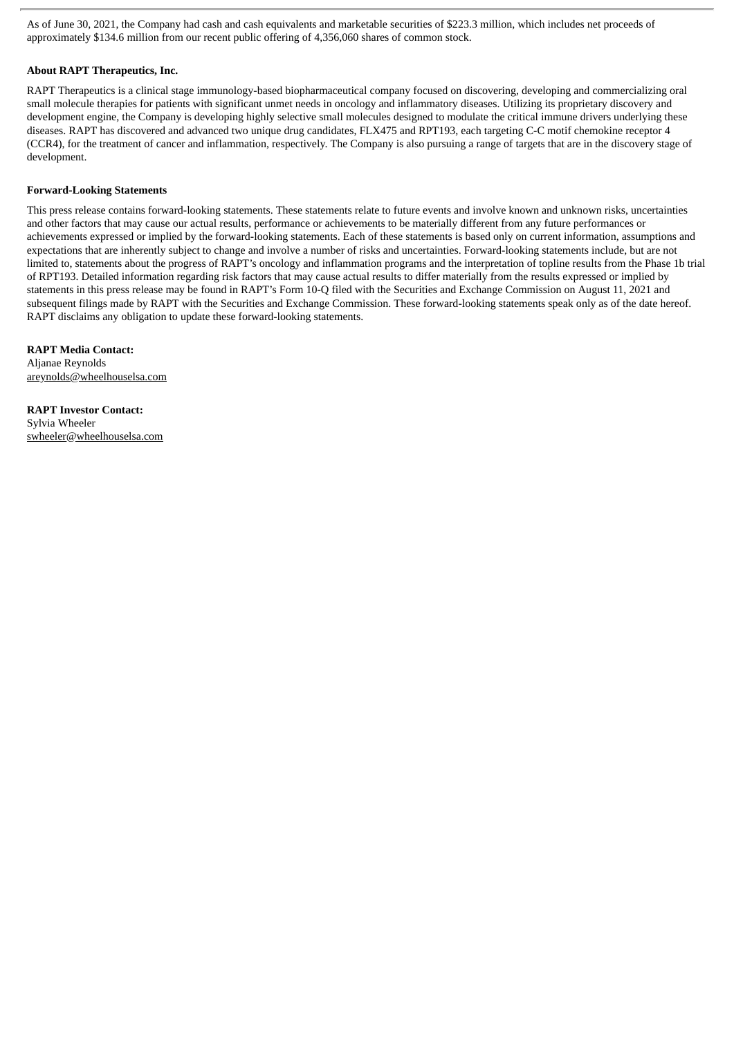As of June 30, 2021, the Company had cash and cash equivalents and marketable securities of $223.3 million, which includes net proceeds of approximately $134.6 million from our recent public offering of 4,356,060 shares of common stock.

**About RAPT Therapeutics, Inc.**

RAPT Therapeutics is a clinical stage immunology-based biopharmaceutical company focused on discovering, developing and commercializing oral small molecule therapies for patients with significant unmet needs in oncology and inflammatory diseases. Utilizing its proprietary discovery and development engine, the Company is developing highly selective small molecules designed to modulate the critical immune drivers underlying these diseases. RAPT has discovered and advanced two unique drug candidates, FLX475 and RPT193, each targeting C-C motif chemokine receptor 4 (CCR4), for the treatment of cancer and inflammation, respectively. The Company is also pursuing a range of targets that are in the discovery stage of development.

**Forward-Looking Statements**

This press release contains forward-looking statements. These statements relate to future events and involve known and unknown risks, uncertainties and other factors that may cause our actual results, performance or achievements to be materially different from any future performances or achievements expressed or implied by the forward-looking statements. Each of these statements is based only on current information, assumptions and expectations that are inherently subject to change and involve a number of risks and uncertainties. Forward-looking statements include, but are not limited to, statements about the progress of RAPT's oncology and inflammation programs and the interpretation of topline results from the Phase 1b trial of RPT193. Detailed information regarding risk factors that may cause actual results to differ materially from the results expressed or implied by statements in this press release may be found in RAPT's Form 10-Q filed with the Securities and Exchange Commission on August 11, 2021 and subsequent filings made by RAPT with the Securities and Exchange Commission. These forward-looking statements speak only as of the date hereof. RAPT disclaims any obligation to update these forward-looking statements.

**RAPT Media Contact:**
Aljanae Reynolds
areynolds@wheelhouselsa.com

**RAPT Investor Contact:**
Sylvia Wheeler
swheeler@wheelhouselsa.com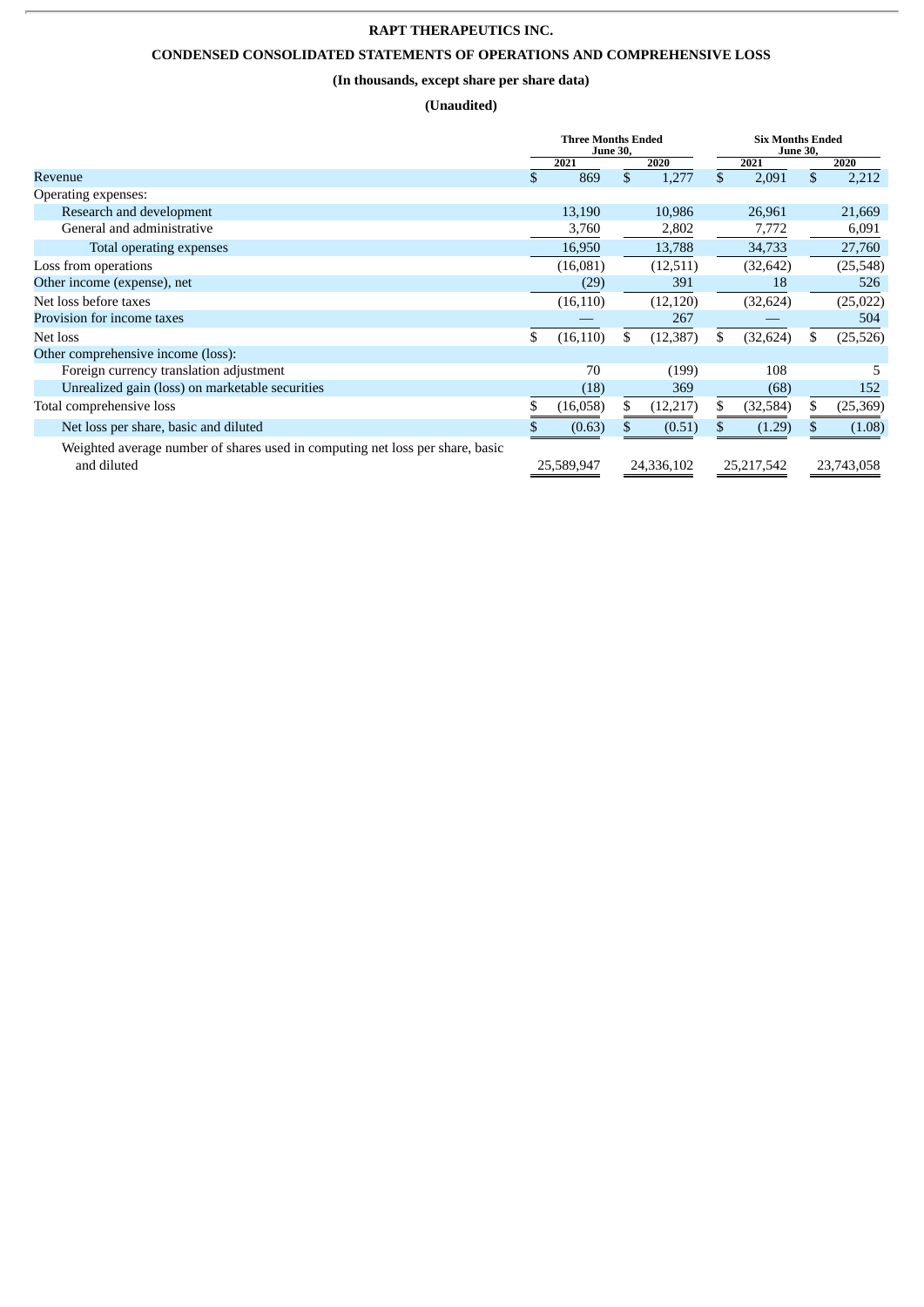**RAPT THERAPEUTICS INC.**

**CONDENSED CONSOLIDATED STATEMENTS OF OPERATIONS AND COMPREHENSIVE LOSS**

**(In thousands, except share per share data)**

**(Unaudited)**

| | Three Months Ended June 30, | | Six Months Ended June 30, | |
|---|---|---|---|---|
| | 2021 | 2020 | 2021 | 2020 |
| Revenue | $ 869 | $ 1,277 | $ 2,091 | $ 2,212 |
| Operating expenses: | | | | |
| Research and development | 13,190 | 10,986 | 26,961 | 21,669 |
| General and administrative | 3,760 | 2,802 | 7,772 | 6,091 |
| Total operating expenses | 16,950 | 13,788 | 34,733 | 27,760 |
| Loss from operations | (16,081) | (12,511) | (32,642) | (25,548) |
| Other income (expense), net | (29) | 391 | 18 | 526 |
| Net loss before taxes | (16,110) | (12,120) | (32,624) | (25,022) |
| Provision for income taxes | — | 267 | — | 504 |
| Net loss | $ (16,110) | $ (12,387) | $ (32,624) | $ (25,526) |
| Other comprehensive income (loss): | | | | |
| Foreign currency translation adjustment | 70 | (199) | 108 | 5 |
| Unrealized gain (loss) on marketable securities | (18) | 369 | (68) | 152 |
| Total comprehensive loss | $ (16,058) | $ (12,217) | $ (32,584) | $ (25,369) |
| Net loss per share, basic and diluted | $ (0.63) | $ (0.51) | $ (1.29) | $ (1.08) |
| Weighted average number of shares used in computing net loss per share, basic and diluted | 25,589,947 | 24,336,102 | 25,217,542 | 23,743,058 |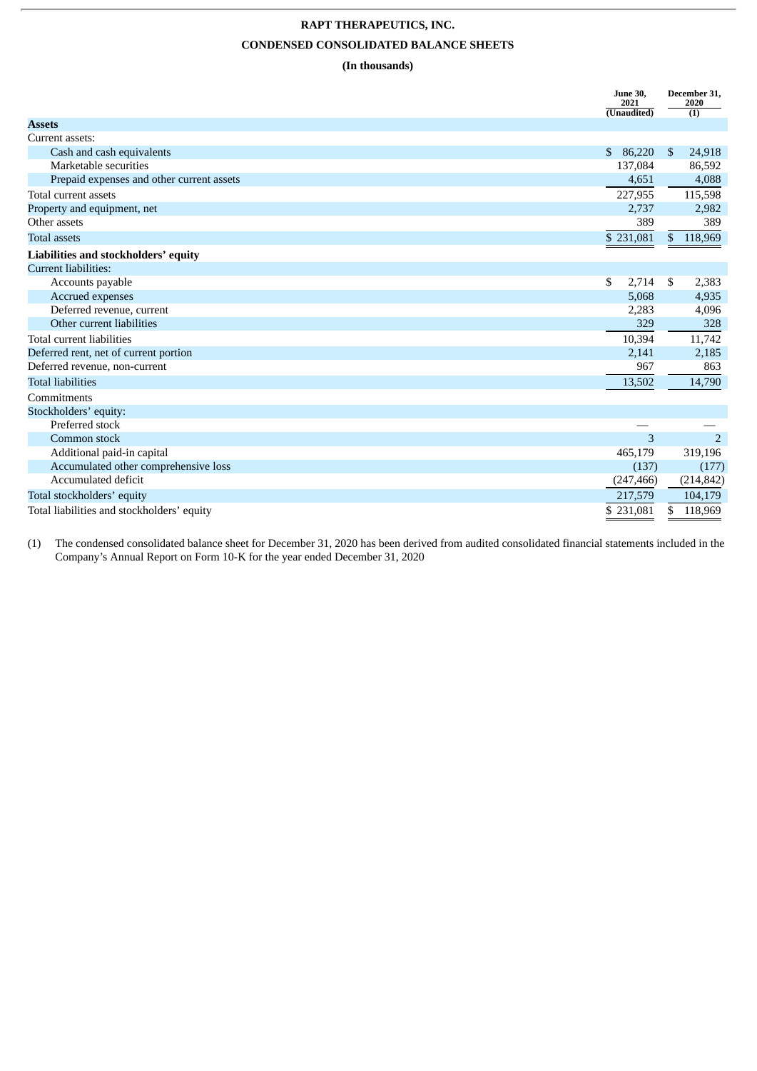# RAPT THERAPEUTICS, INC.

## CONDENSED CONSOLIDATED BALANCE SHEETS

**(In thousands)**

| | June 30, 2021 (Unaudited) | December 31, 2020 (1) |
|---|---|---|
| **Assets** | | |
| Current assets: | | |
| Cash and cash equivalents | $ 86,220 | $ 24,918 |
| Marketable securities | 137,084 | 86,592 |
| Prepaid expenses and other current assets | 4,651 | 4,088 |
| Total current assets | 227,955 | 115,598 |
| Property and equipment, net | 2,737 | 2,982 |
| Other assets | 389 | 389 |
| Total assets | $ 231,081 | $ 118,969 |
| **Liabilities and stockholders' equity** | | |
| Current liabilities: | | |
| Accounts payable | $ 2,714 | $ 2,383 |
| Accrued expenses | 5,068 | 4,935 |
| Deferred revenue, current | 2,283 | 4,096 |
| Other current liabilities | 329 | 328 |
| Total current liabilities | 10,394 | 11,742 |
| Deferred rent, net of current portion | 2,141 | 2,185 |
| Deferred revenue, non-current | 967 | 863 |
| Total liabilities | 13,502 | 14,790 |
| Commitments | | |
| Stockholders' equity: | | |
| Preferred stock | — | — |
| Common stock | 3 | 2 |
| Additional paid-in capital | 465,179 | 319,196 |
| Accumulated other comprehensive loss | (137) | (177) |
| Accumulated deficit | (247,466) | (214,842) |
| Total stockholders' equity | 217,579 | 104,179 |
| Total liabilities and stockholders' equity | $ 231,081 | $ 118,969 |

(1) The condensed consolidated balance sheet for December 31, 2020 has been derived from audited consolidated financial statements included in the Company's Annual Report on Form 10-K for the year ended December 31, 2020